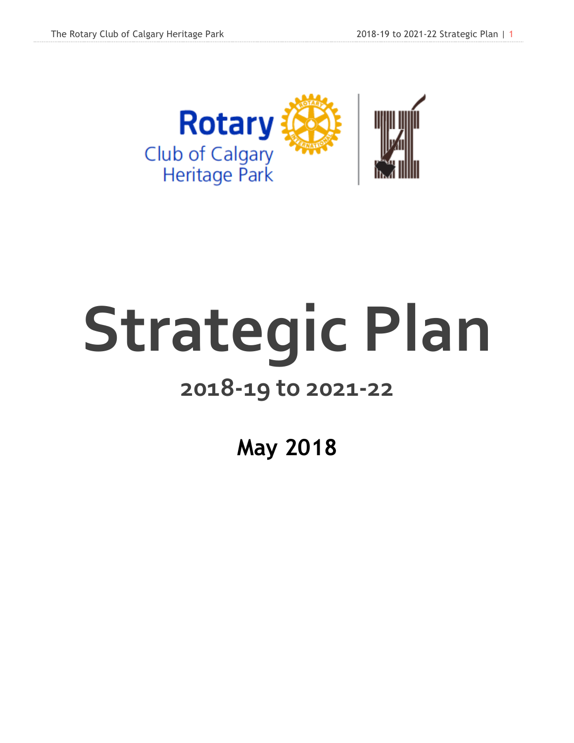Rotary Club of Calgary Heritage Park

# Strategic Plan

## 2018-19 to 2021-22

**May 2018**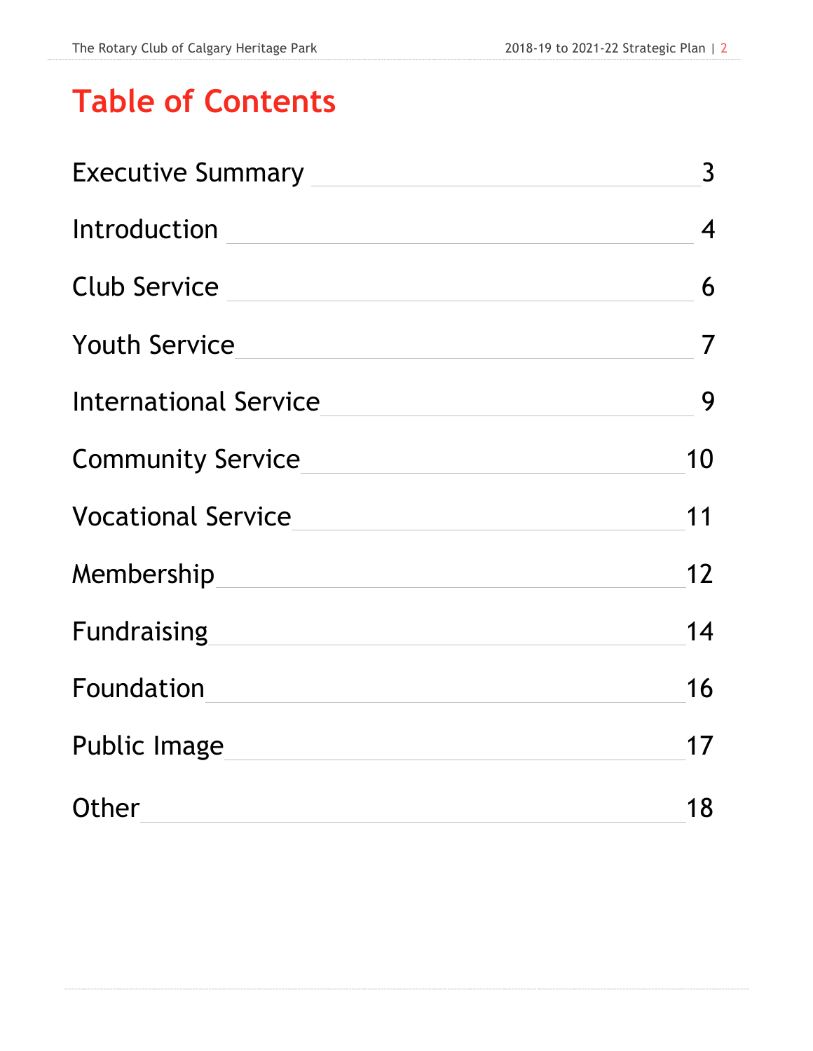# Table of Contents

| | |
|---|---|
| Executive Summary | 3 |
| Introduction | 4 |
| Club Service | 6 |
| Youth Service | 7 |
| International Service | 9 |
| Community Service | 10 |
| Vocational Service | 11 |
| Membership | 12 |
| Fundraising | 14 |
| Foundation | 16 |
| Public Image | 17 |
| Other | 18 |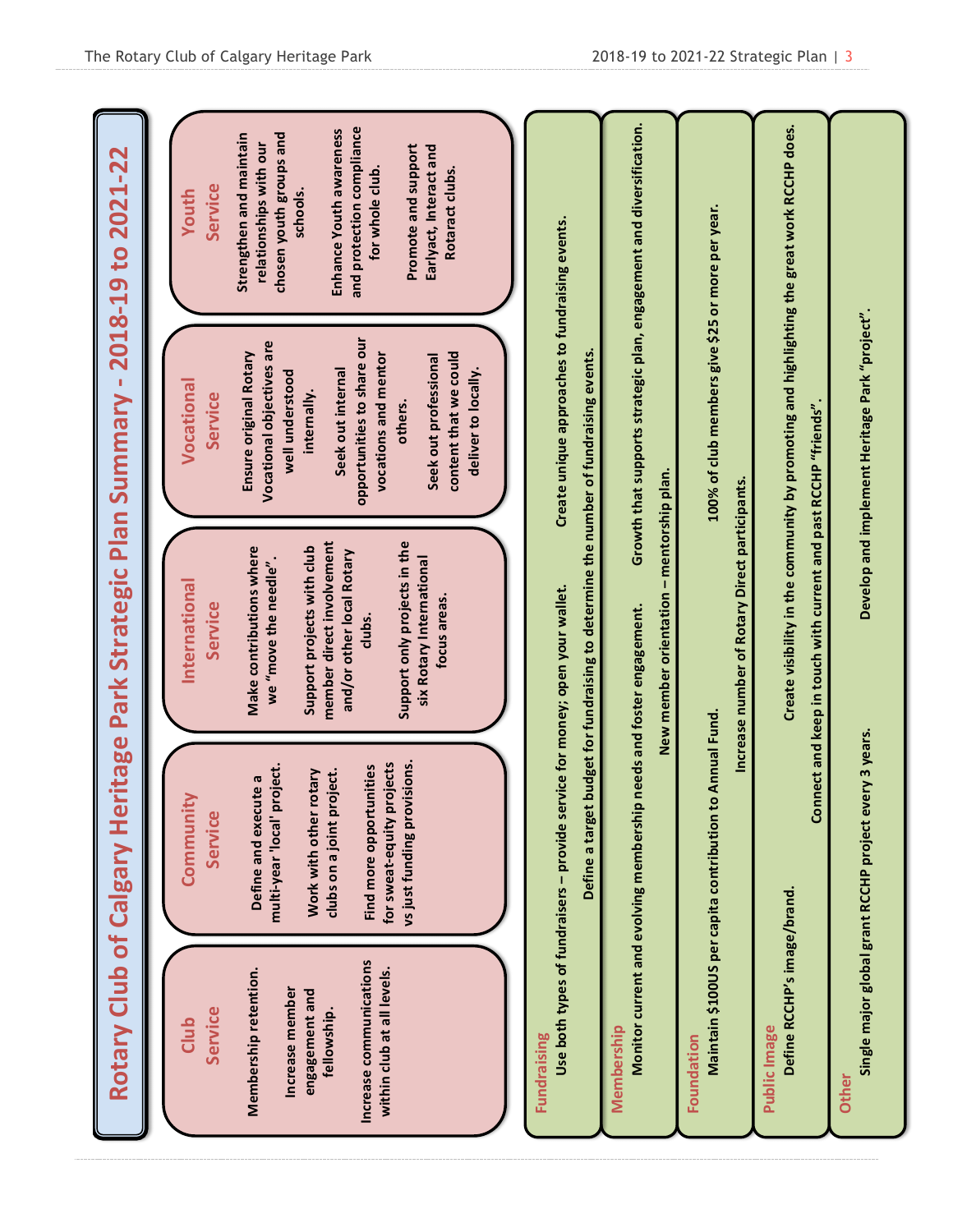# Rotary Club of Calgary Heritage Park Strategic Plan Summary - 2018-19 to 2021-22

## Club Service

Membership retention.

Increase member engagement and fellowship.

Increase communications within club at all levels.

## Community Service

Define and execute a multi-year 'local' project.

Work with other rotary clubs on a joint project.

Find more opportunities for sweat-equity projects vs just funding provisions.

## International Service

Make contributions where we "move the needle".

Support projects with club member direct involvement and/or other local Rotary clubs.

Support only projects in the six Rotary International focus areas.

## Vocational Service

Ensure original Rotary Vocational objectives are well understood internally.

Seek out internal opportunities to share our vocations and mentor others.

Seek out professional content that we could deliver to locally.

## Youth Service

Strengthen and maintain relationships with our chosen youth groups and schools.

Enhance Youth awareness and protection compliance for whole club.

Promote and support Earlyact, Interact and Rotaract clubs.

## Fundraising

Use both types of fundraisers – provide service for money; open your wallet.

Create unique approaches to fundraising events.

Define a target budget for fundraising to determine the number of fundraising events.

## Membership

Monitor current and evolving membership needs and foster engagement.

Growth that supports strategic plan, engagement and diversification.

New member orientation – mentorship plan.

## Foundation

Maintain $100US per capita contribution to Annual Fund.

100% of club members give $25 or more per year.

Increase number of Rotary Direct participants.

## Public Image

Define RCCHP's image/brand.

Create visibility in the community by promoting and highlighting the great work RCCHP does.

Connect and keep in touch with current and past RCCHP "friends".

## Other

Single major global grant RCCHP project every 3 years.

Develop and implement Heritage Park "project".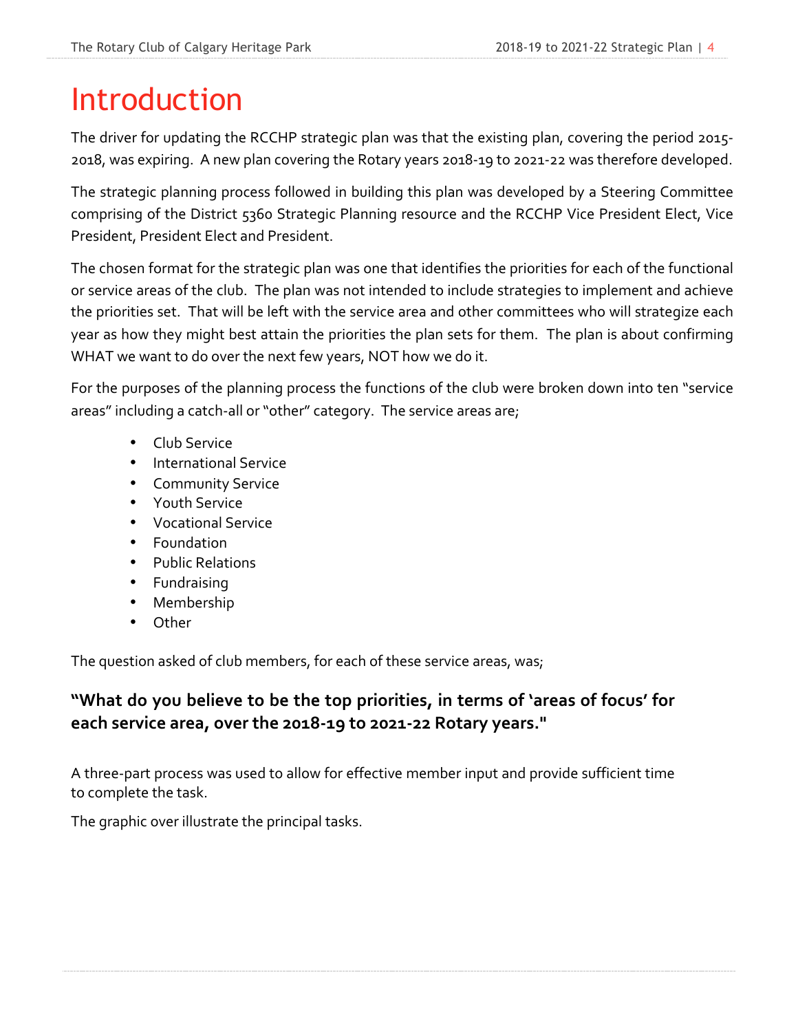# Introduction

The driver for updating the RCCHP strategic plan was that the existing plan, covering the period 2015-2018, was expiring. A new plan covering the Rotary years 2018-19 to 2021-22 was therefore developed.

The strategic planning process followed in building this plan was developed by a Steering Committee comprising of the District 5360 Strategic Planning resource and the RCCHP Vice President Elect, Vice President, President Elect and President.

The chosen format for the strategic plan was one that identifies the priorities for each of the functional or service areas of the club. The plan was not intended to include strategies to implement and achieve the priorities set. That will be left with the service area and other committees who will strategize each year as how they might best attain the priorities the plan sets for them. The plan is about confirming WHAT we want to do over the next few years, NOT how we do it.

For the purposes of the planning process the functions of the club were broken down into ten "service areas" including a catch-all or "other" category. The service areas are;

- Club Service
- International Service
- Community Service
- Youth Service
- Vocational Service
- Foundation
- Public Relations
- Fundraising
- Membership
- Other

The question asked of club members, for each of these service areas, was;

**"What do you believe to be the top priorities, in terms of 'areas of focus' for each service area, over the 2018-19 to 2021-22 Rotary years."**

A three-part process was used to allow for effective member input and provide sufficient time to complete the task.

The graphic over illustrate the principal tasks.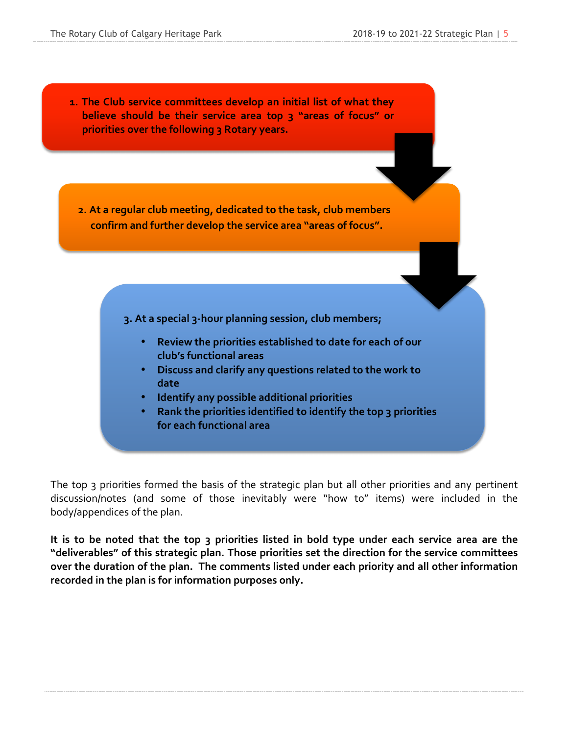**1. The Club service committees develop an initial list of what they believe should be their service area top 3 "areas of focus" or priorities over the following 3 Rotary years.**

**2. At a regular club meeting, dedicated to the task, club members confirm and further develop the service area "areas of focus".**

**3. At a special 3-hour planning session, club members;**

- **Review the priorities established to date for each of our club's functional areas**
- **Discuss and clarify any questions related to the work to date**
- **Identify any possible additional priorities**
- **Rank the priorities identified to identify the top 3 priorities for each functional area**

The top 3 priorities formed the basis of the strategic plan but all other priorities and any pertinent discussion/notes (and some of those inevitably were "how to" items) were included in the body/appendices of the plan.

**It is to be noted that the top 3 priorities listed in bold type under each service area are the "deliverables" of this strategic plan. Those priorities set the direction for the service committees over the duration of the plan. The comments listed under each priority and all other information recorded in the plan is for information purposes only.**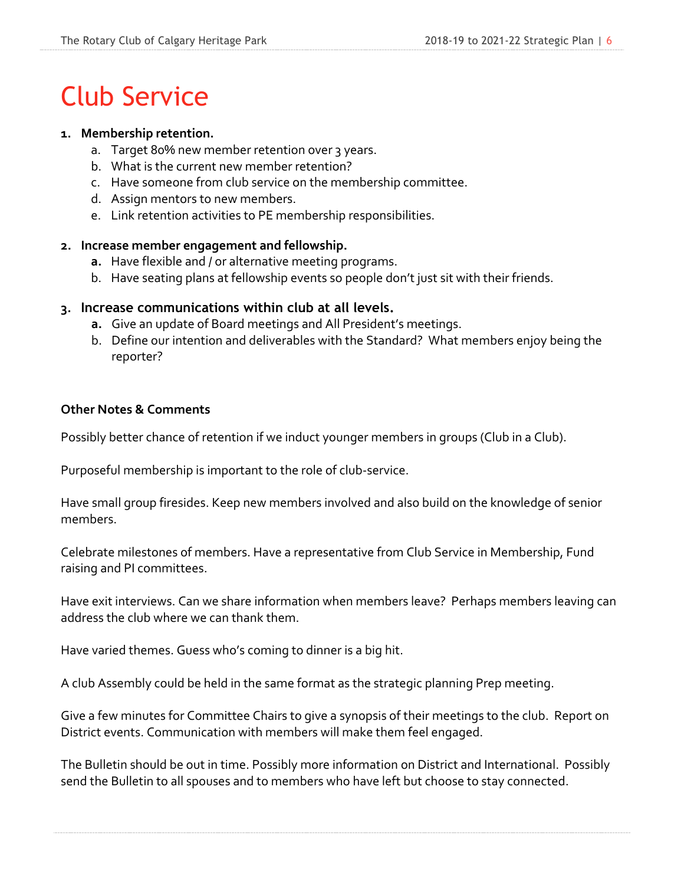# Club Service

1. **Membership retention.**
    a. Target 80% new member retention over 3 years.
    b. What is the current new member retention?
    c. Have someone from club service on the membership committee.
    d. Assign mentors to new members.
    e. Link retention activities to PE membership responsibilities.

2. **Increase member engagement and fellowship.**
    a. Have flexible and / or alternative meeting programs.
    b. Have seating plans at fellowship events so people don't just sit with their friends.

3. **Increase communications within club at all levels.**
    a. Give an update of Board meetings and All President's meetings.
    b. Define our intention and deliverables with the Standard? What members enjoy being the reporter?

**Other Notes & Comments**

Possibly better chance of retention if we induct younger members in groups (Club in a Club).

Purposeful membership is important to the role of club-service.

Have small group firesides. Keep new members involved and also build on the knowledge of senior members.

Celebrate milestones of members. Have a representative from Club Service in Membership, Fund raising and PI committees.

Have exit interviews. Can we share information when members leave? Perhaps members leaving can address the club where we can thank them.

Have varied themes. Guess who's coming to dinner is a big hit.

A club Assembly could be held in the same format as the strategic planning Prep meeting.

Give a few minutes for Committee Chairs to give a synopsis of their meetings to the club. Report on District events. Communication with members will make them feel engaged.

The Bulletin should be out in time. Possibly more information on District and International. Possibly send the Bulletin to all spouses and to members who have left but choose to stay connected.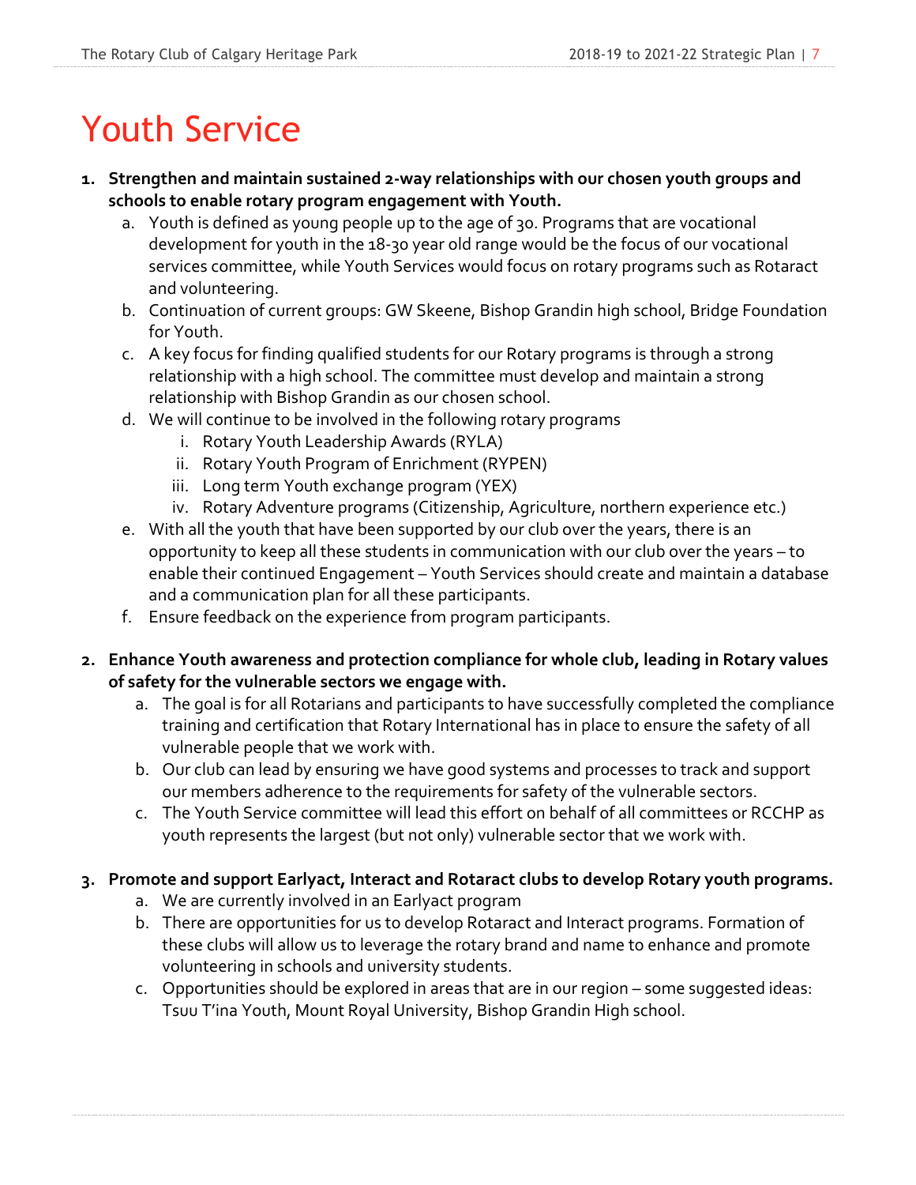# Youth Service

1. **Strengthen and maintain sustained 2-way relationships with our chosen youth groups and schools to enable rotary program engagement with Youth.**
   a. Youth is defined as young people up to the age of 30. Programs that are vocational development for youth in the 18-30 year old range would be the focus of our vocational services committee, while Youth Services would focus on rotary programs such as Rotaract and volunteering.
   b. Continuation of current groups: GW Skeene, Bishop Grandin high school, Bridge Foundation for Youth.
   c. A key focus for finding qualified students for our Rotary programs is through a strong relationship with a high school. The committee must develop and maintain a strong relationship with Bishop Grandin as our chosen school.
   d. We will continue to be involved in the following rotary programs
      i. Rotary Youth Leadership Awards (RYLA)
      ii. Rotary Youth Program of Enrichment (RYPEN)
      iii. Long term Youth exchange program (YEX)
      iv. Rotary Adventure programs (Citizenship, Agriculture, northern experience etc.)
   e. With all the youth that have been supported by our club over the years, there is an opportunity to keep all these students in communication with our club over the years – to enable their continued Engagement – Youth Services should create and maintain a database and a communication plan for all these participants.
   f. Ensure feedback on the experience from program participants.

2. **Enhance Youth awareness and protection compliance for whole club, leading in Rotary values of safety for the vulnerable sectors we engage with.**
   a. The goal is for all Rotarians and participants to have successfully completed the compliance training and certification that Rotary International has in place to ensure the safety of all vulnerable people that we work with.
   b. Our club can lead by ensuring we have good systems and processes to track and support our members adherence to the requirements for safety of the vulnerable sectors.
   c. The Youth Service committee will lead this effort on behalf of all committees or RCCHP as youth represents the largest (but not only) vulnerable sector that we work with.

3. **Promote and support Earlyact, Interact and Rotaract clubs to develop Rotary youth programs.**
   a. We are currently involved in an Earlyact program
   b. There are opportunities for us to develop Rotaract and Interact programs. Formation of these clubs will allow us to leverage the rotary brand and name to enhance and promote volunteering in schools and university students.
   c. Opportunities should be explored in areas that are in our region – some suggested ideas: Tsuu T'ina Youth, Mount Royal University, Bishop Grandin High school.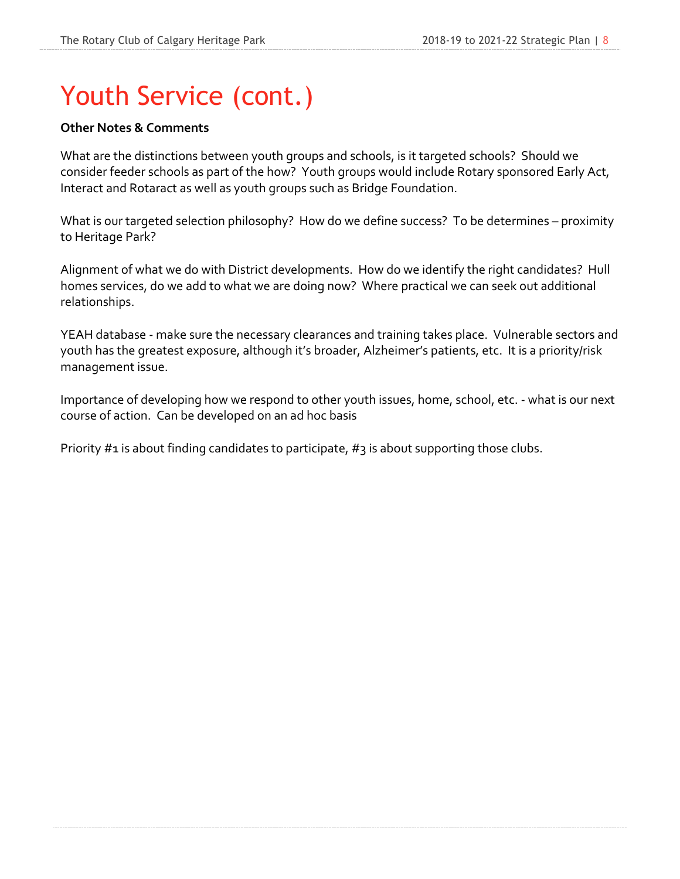# Youth Service (cont.)

**Other Notes & Comments**

What are the distinctions between youth groups and schools, is it targeted schools? Should we consider feeder schools as part of the how? Youth groups would include Rotary sponsored Early Act, Interact and Rotaract as well as youth groups such as Bridge Foundation.

What is our targeted selection philosophy? How do we define success? To be determines – proximity to Heritage Park?

Alignment of what we do with District developments. How do we identify the right candidates? Hull homes services, do we add to what we are doing now? Where practical we can seek out additional relationships.

YEAH database - make sure the necessary clearances and training takes place. Vulnerable sectors and youth has the greatest exposure, although it's broader, Alzheimer's patients, etc. It is a priority/risk management issue.

Importance of developing how we respond to other youth issues, home, school, etc. - what is our next course of action. Can be developed on an ad hoc basis

Priority #1 is about finding candidates to participate, #3 is about supporting those clubs.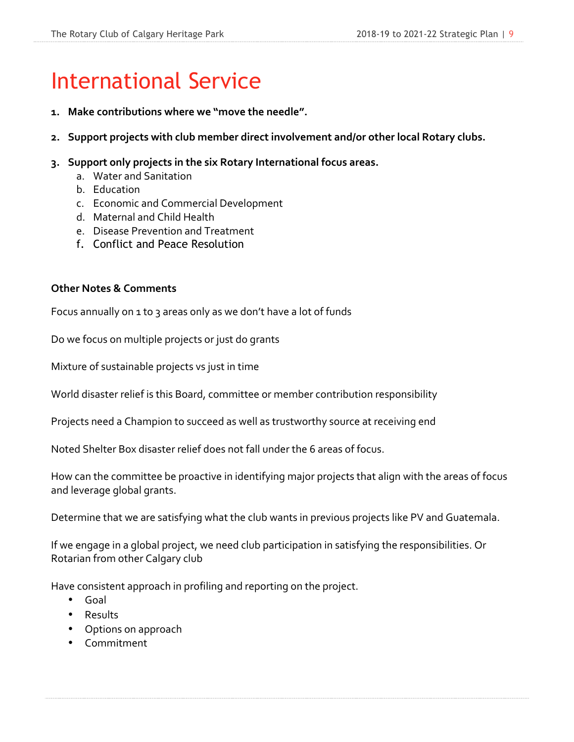# International Service

1. **Make contributions where we "move the needle".**

2. **Support projects with club member direct involvement and/or other local Rotary clubs.**

3. **Support only projects in the six Rotary International focus areas.**
   a. Water and Sanitation
   b. Education
   c. Economic and Commercial Development
   d. Maternal and Child Health
   e. Disease Prevention and Treatment
   f. Conflict and Peace Resolution

**Other Notes & Comments**

Focus annually on 1 to 3 areas only as we don't have a lot of funds

Do we focus on multiple projects or just do grants

Mixture of sustainable projects vs just in time

World disaster relief is this Board, committee or member contribution responsibility

Projects need a Champion to succeed as well as trustworthy source at receiving end

Noted Shelter Box disaster relief does not fall under the 6 areas of focus.

How can the committee be proactive in identifying major projects that align with the areas of focus and leverage global grants.

Determine that we are satisfying what the club wants in previous projects like PV and Guatemala.

If we engage in a global project, we need club participation in satisfying the responsibilities. Or Rotarian from other Calgary club

Have consistent approach in profiling and reporting on the project.

- Goal
- Results
- Options on approach
- Commitment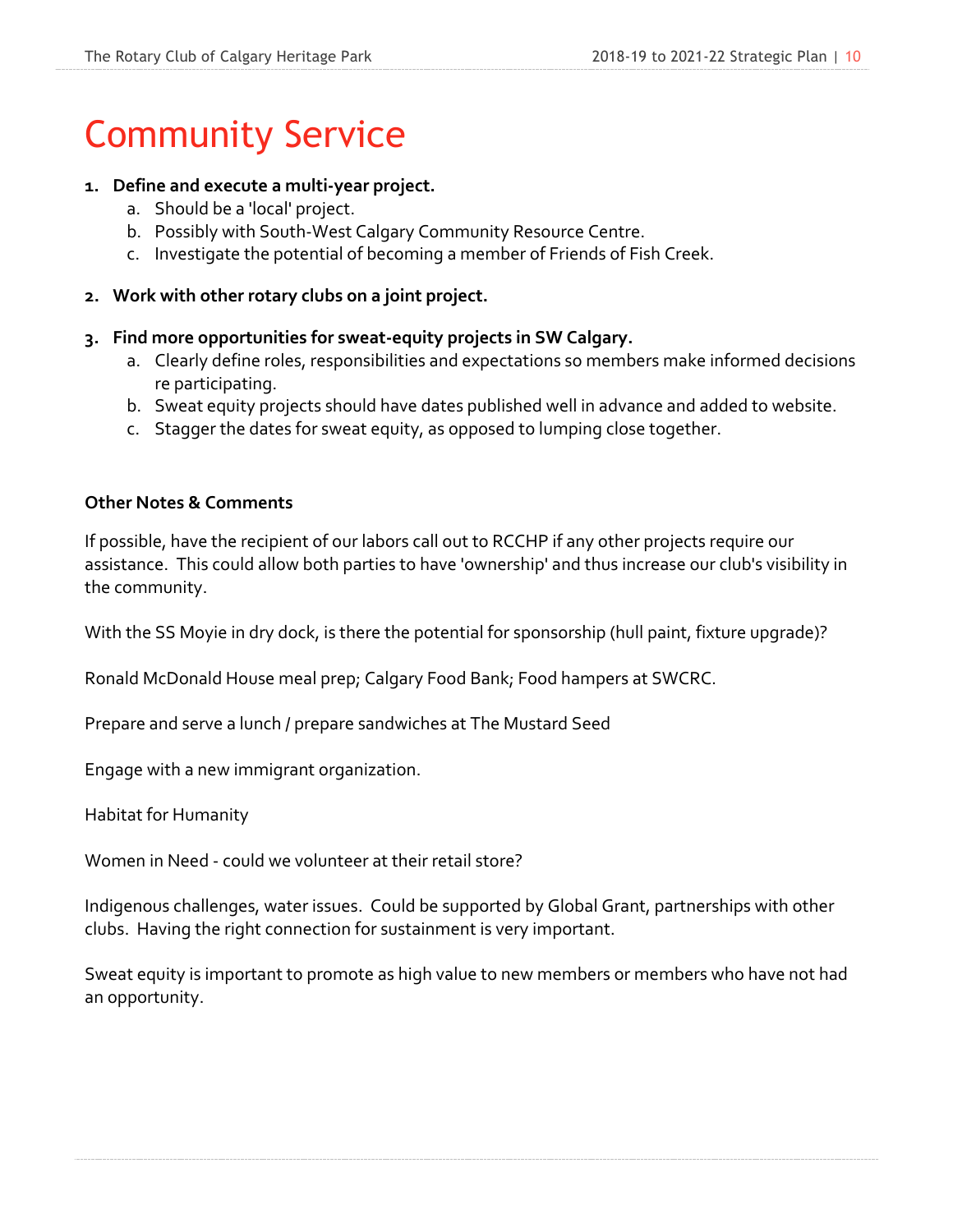# Community Service

1. **Define and execute a multi-year project.**
   a. Should be a 'local' project.
   b. Possibly with South-West Calgary Community Resource Centre.
   c. Investigate the potential of becoming a member of Friends of Fish Creek.

2. **Work with other rotary clubs on a joint project.**

3. **Find more opportunities for sweat-equity projects in SW Calgary.**
   a. Clearly define roles, responsibilities and expectations so members make informed decisions re participating.
   b. Sweat equity projects should have dates published well in advance and added to website.
   c. Stagger the dates for sweat equity, as opposed to lumping close together.

**Other Notes & Comments**

If possible, have the recipient of our labors call out to RCCHP if any other projects require our assistance. This could allow both parties to have 'ownership' and thus increase our club's visibility in the community.

With the SS Moyie in dry dock, is there the potential for sponsorship (hull paint, fixture upgrade)?

Ronald McDonald House meal prep; Calgary Food Bank; Food hampers at SWCRC.

Prepare and serve a lunch / prepare sandwiches at The Mustard Seed

Engage with a new immigrant organization.

Habitat for Humanity

Women in Need - could we volunteer at their retail store?

Indigenous challenges, water issues. Could be supported by Global Grant, partnerships with other clubs. Having the right connection for sustainment is very important.

Sweat equity is important to promote as high value to new members or members who have not had an opportunity.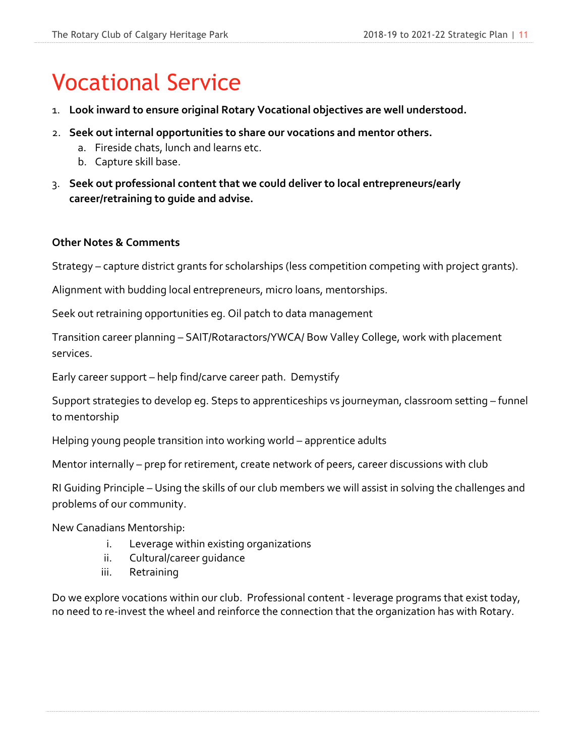# Vocational Service

1. **Look inward to ensure original Rotary Vocational objectives are well understood.**
2. **Seek out internal opportunities to share our vocations and mentor others.**
   a. Fireside chats, lunch and learns etc.
   b. Capture skill base.
3. **Seek out professional content that we could deliver to local entrepreneurs/early career/retraining to guide and advise.**

**Other Notes & Comments**

Strategy – capture district grants for scholarships (less competition competing with project grants).

Alignment with budding local entrepreneurs, micro loans, mentorships.

Seek out retraining opportunities eg. Oil patch to data management

Transition career planning – SAIT/Rotaractors/YWCA/ Bow Valley College, work with placement services.

Early career support – help find/carve career path. Demystify

Support strategies to develop eg. Steps to apprenticeships vs journeyman, classroom setting – funnel to mentorship

Helping young people transition into working world – apprentice adults

Mentor internally – prep for retirement, create network of peers, career discussions with club

RI Guiding Principle – Using the skills of our club members we will assist in solving the challenges and problems of our community.

New Canadians Mentorship:

i. Leverage within existing organizations
ii. Cultural/career guidance
iii. Retraining

Do we explore vocations within our club. Professional content - leverage programs that exist today, no need to re-invest the wheel and reinforce the connection that the organization has with Rotary.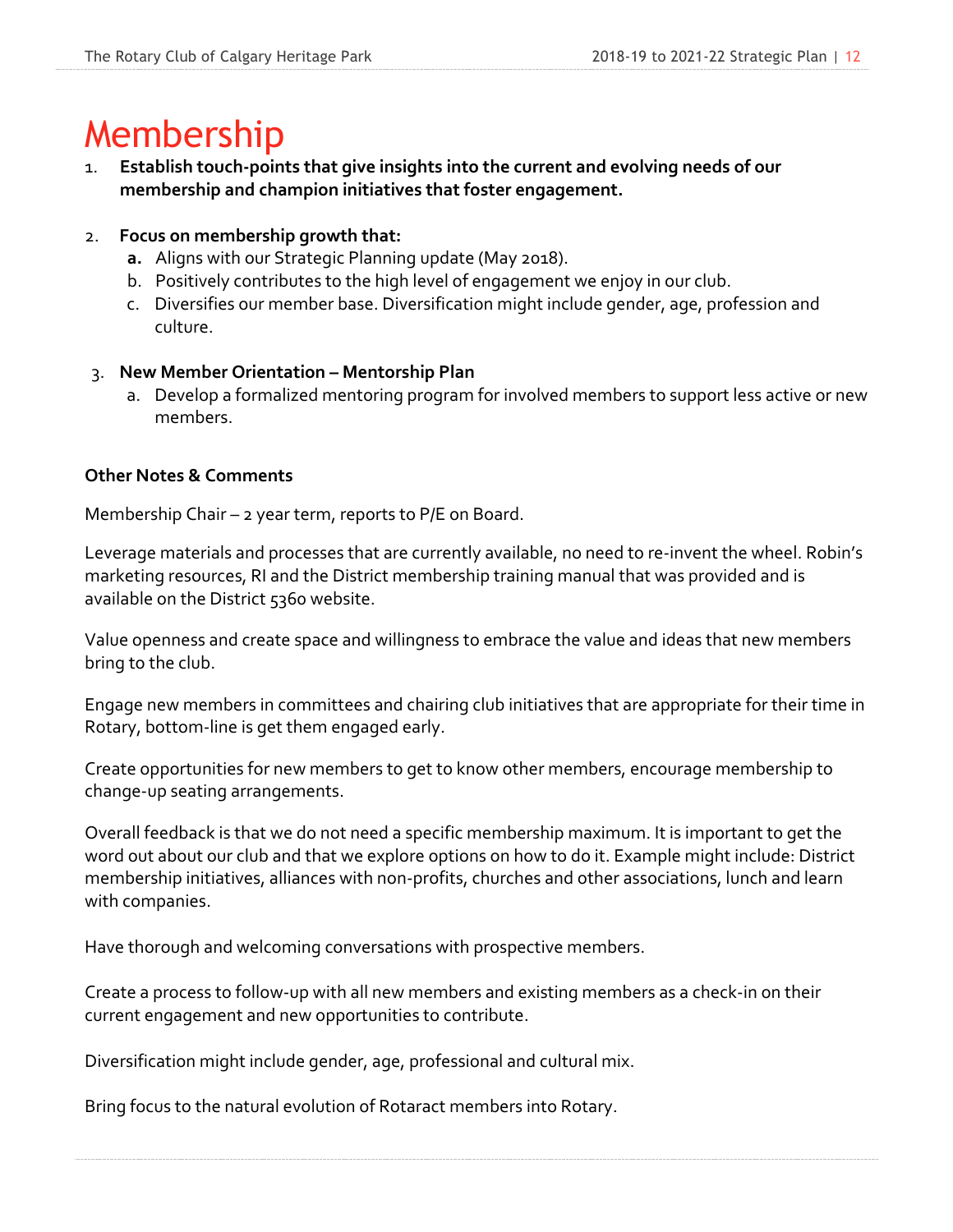# Membership

1. **Establish touch-points that give insights into the current and evolving needs of our membership and champion initiatives that foster engagement.**

2. **Focus on membership growth that:**
   - **a.** Aligns with our Strategic Planning update (May 2018).
   - b. Positively contributes to the high level of engagement we enjoy in our club.
   - c. Diversifies our member base. Diversification might include gender, age, profession and culture.

3. **New Member Orientation – Mentorship Plan**
   - a. Develop a formalized mentoring program for involved members to support less active or new members.

**Other Notes & Comments**

Membership Chair – 2 year term, reports to P/E on Board.

Leverage materials and processes that are currently available, no need to re-invent the wheel. Robin's marketing resources, RI and the District membership training manual that was provided and is available on the District 5360 website.

Value openness and create space and willingness to embrace the value and ideas that new members bring to the club.

Engage new members in committees and chairing club initiatives that are appropriate for their time in Rotary, bottom-line is get them engaged early.

Create opportunities for new members to get to know other members, encourage membership to change-up seating arrangements.

Overall feedback is that we do not need a specific membership maximum. It is important to get the word out about our club and that we explore options on how to do it. Example might include: District membership initiatives, alliances with non-profits, churches and other associations, lunch and learn with companies.

Have thorough and welcoming conversations with prospective members.

Create a process to follow-up with all new members and existing members as a check-in on their current engagement and new opportunities to contribute.

Diversification might include gender, age, professional and cultural mix.

Bring focus to the natural evolution of Rotaract members into Rotary.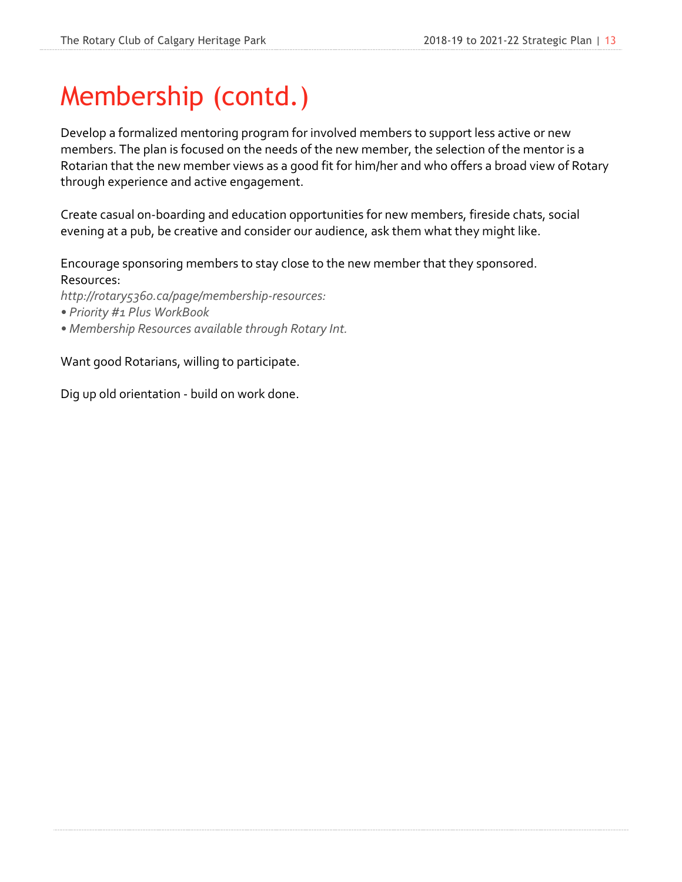# Membership (contd.)

Develop a formalized mentoring program for involved members to support less active or new members. The plan is focused on the needs of the new member, the selection of the mentor is a Rotarian that the new member views as a good fit for him/her and who offers a broad view of Rotary through experience and active engagement.

Create casual on-boarding and education opportunities for new members, fireside chats, social evening at a pub, be creative and consider our audience, ask them what they might like.

Encourage sponsoring members to stay close to the new member that they sponsored.
Resources:
*http://rotary5360.ca/page/membership-resources:*
*• Priority #1 Plus WorkBook*
*• Membership Resources available through Rotary Int.*

Want good Rotarians, willing to participate.

Dig up old orientation - build on work done.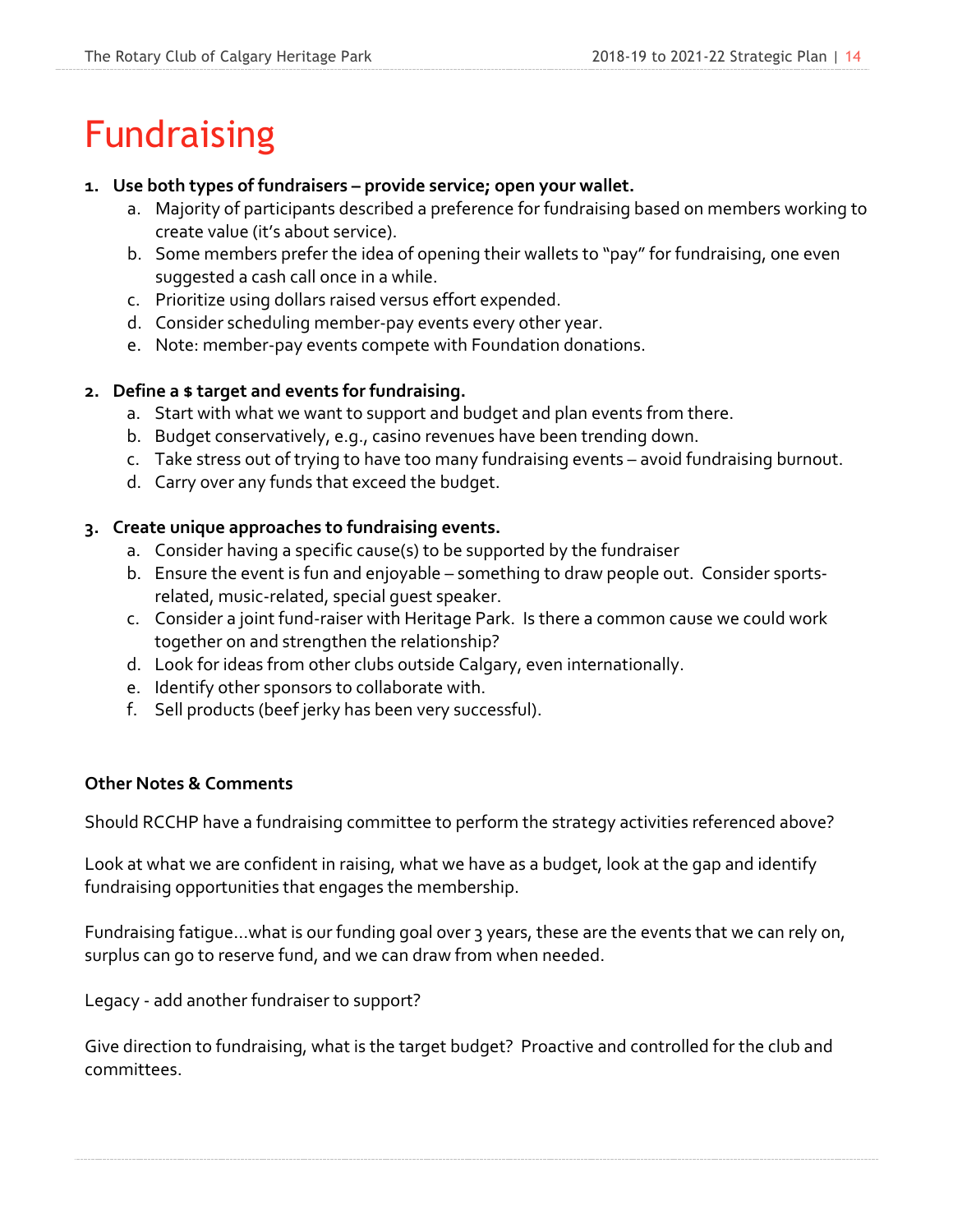# Fundraising

1. **Use both types of fundraisers – provide service; open your wallet.**
   a. Majority of participants described a preference for fundraising based on members working to create value (it's about service).
   b. Some members prefer the idea of opening their wallets to "pay" for fundraising, one even suggested a cash call once in a while.
   c. Prioritize using dollars raised versus effort expended.
   d. Consider scheduling member-pay events every other year.
   e. Note: member-pay events compete with Foundation donations.

2. **Define a $ target and events for fundraising.**
   a. Start with what we want to support and budget and plan events from there.
   b. Budget conservatively, e.g., casino revenues have been trending down.
   c. Take stress out of trying to have too many fundraising events – avoid fundraising burnout.
   d. Carry over any funds that exceed the budget.

3. **Create unique approaches to fundraising events.**
   a. Consider having a specific cause(s) to be supported by the fundraiser
   b. Ensure the event is fun and enjoyable – something to draw people out. Consider sports-related, music-related, special guest speaker.
   c. Consider a joint fund-raiser with Heritage Park. Is there a common cause we could work together on and strengthen the relationship?
   d. Look for ideas from other clubs outside Calgary, even internationally.
   e. Identify other sponsors to collaborate with.
   f. Sell products (beef jerky has been very successful).

**Other Notes & Comments**

Should RCCHP have a fundraising committee to perform the strategy activities referenced above?

Look at what we are confident in raising, what we have as a budget, look at the gap and identify fundraising opportunities that engages the membership.

Fundraising fatigue…what is our funding goal over 3 years, these are the events that we can rely on, surplus can go to reserve fund, and we can draw from when needed.

Legacy - add another fundraiser to support?

Give direction to fundraising, what is the target budget? Proactive and controlled for the club and committees.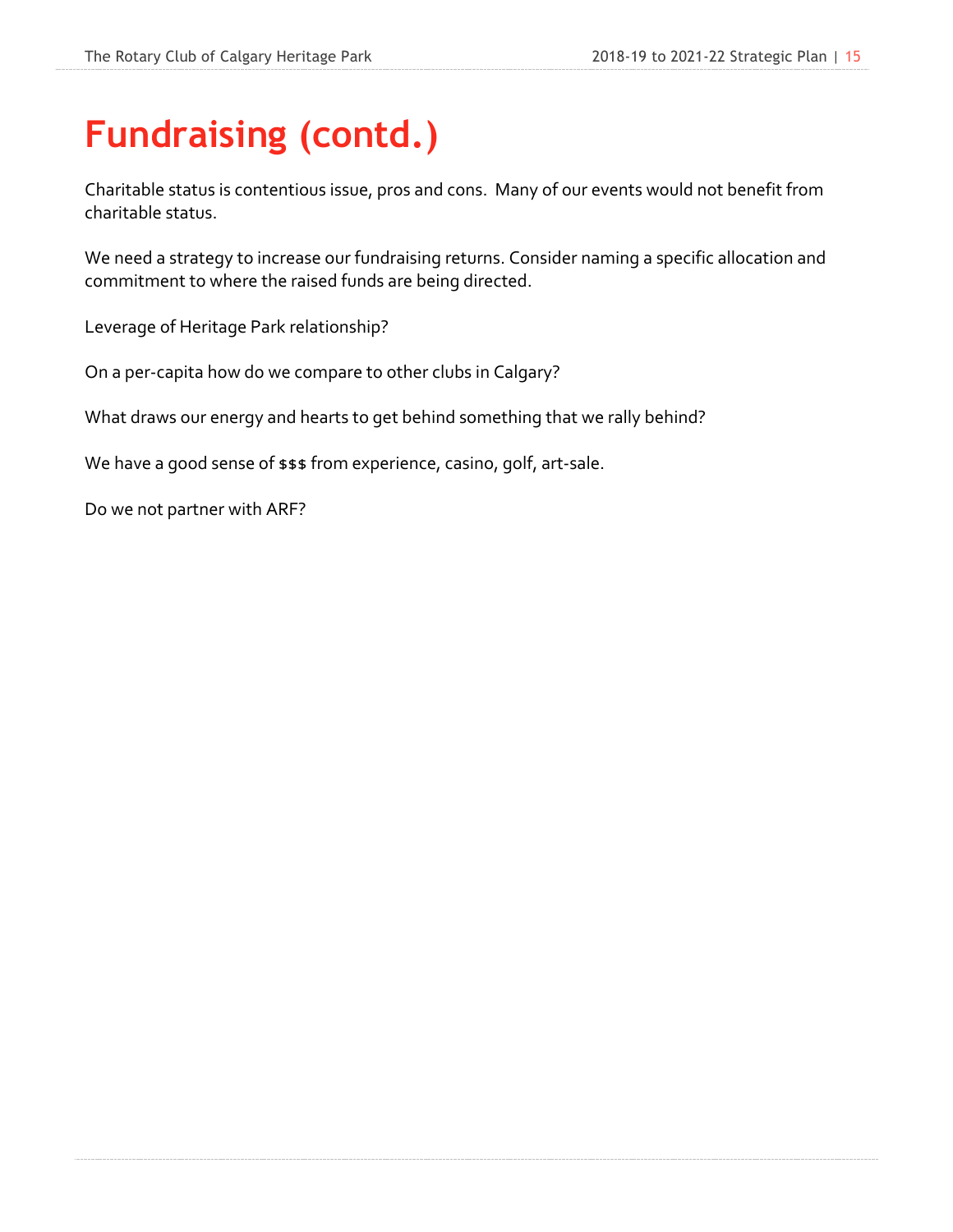# Fundraising (contd.)

Charitable status is contentious issue, pros and cons.  Many of our events would not benefit from charitable status.

We need a strategy to increase our fundraising returns. Consider naming a specific allocation and commitment to where the raised funds are being directed.

Leverage of Heritage Park relationship?

On a per-capita how do we compare to other clubs in Calgary?

What draws our energy and hearts to get behind something that we rally behind?

We have a good sense of $$$ from experience, casino, golf, art-sale.

Do we not partner with ARF?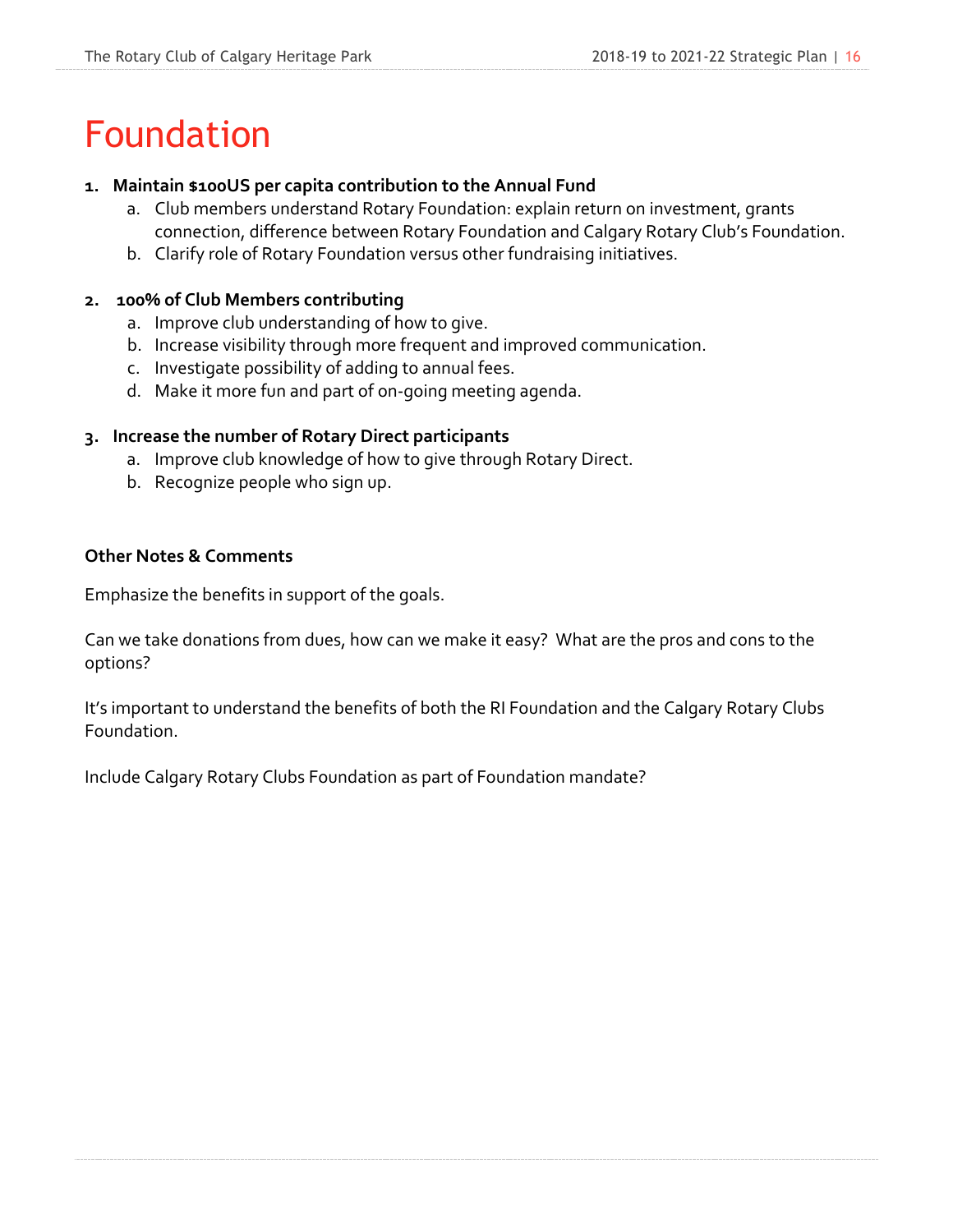# Foundation

1. **Maintain $100US per capita contribution to the Annual Fund**
   a. Club members understand Rotary Foundation: explain return on investment, grants connection, difference between Rotary Foundation and Calgary Rotary Club's Foundation.
   b. Clarify role of Rotary Foundation versus other fundraising initiatives.

2. **100% of Club Members contributing**
   a. Improve club understanding of how to give.
   b. Increase visibility through more frequent and improved communication.
   c. Investigate possibility of adding to annual fees.
   d. Make it more fun and part of on-going meeting agenda.

3. **Increase the number of Rotary Direct participants**
   a. Improve club knowledge of how to give through Rotary Direct.
   b. Recognize people who sign up.

**Other Notes & Comments**

Emphasize the benefits in support of the goals.

Can we take donations from dues, how can we make it easy? What are the pros and cons to the options?

It's important to understand the benefits of both the RI Foundation and the Calgary Rotary Clubs Foundation.

Include Calgary Rotary Clubs Foundation as part of Foundation mandate?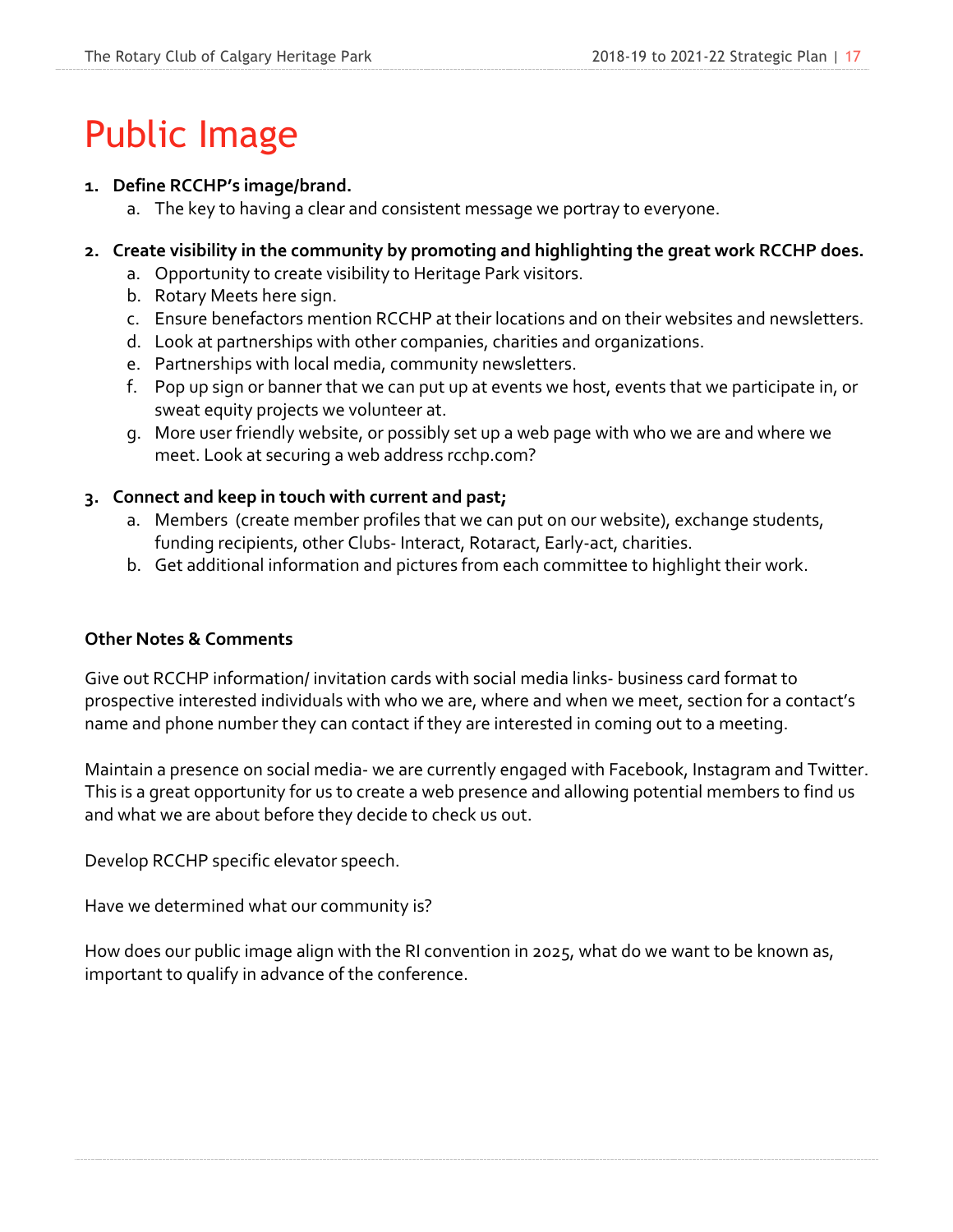# Public Image

1. **Define RCCHP's image/brand.**
   a. The key to having a clear and consistent message we portray to everyone.

2. **Create visibility in the community by promoting and highlighting the great work RCCHP does.**
   a. Opportunity to create visibility to Heritage Park visitors.
   b. Rotary Meets here sign.
   c. Ensure benefactors mention RCCHP at their locations and on their websites and newsletters.
   d. Look at partnerships with other companies, charities and organizations.
   e. Partnerships with local media, community newsletters.
   f. Pop up sign or banner that we can put up at events we host, events that we participate in, or sweat equity projects we volunteer at.
   g. More user friendly website, or possibly set up a web page with who we are and where we meet. Look at securing a web address rcchp.com?

3. **Connect and keep in touch with current and past;**
   a. Members (create member profiles that we can put on our website), exchange students, funding recipients, other Clubs- Interact, Rotaract, Early-act, charities.
   b. Get additional information and pictures from each committee to highlight their work.

**Other Notes & Comments**

Give out RCCHP information/ invitation cards with social media links- business card format to prospective interested individuals with who we are, where and when we meet, section for a contact's name and phone number they can contact if they are interested in coming out to a meeting.

Maintain a presence on social media- we are currently engaged with Facebook, Instagram and Twitter. This is a great opportunity for us to create a web presence and allowing potential members to find us and what we are about before they decide to check us out.

Develop RCCHP specific elevator speech.

Have we determined what our community is?

How does our public image align with the RI convention in 2025, what do we want to be known as, important to qualify in advance of the conference.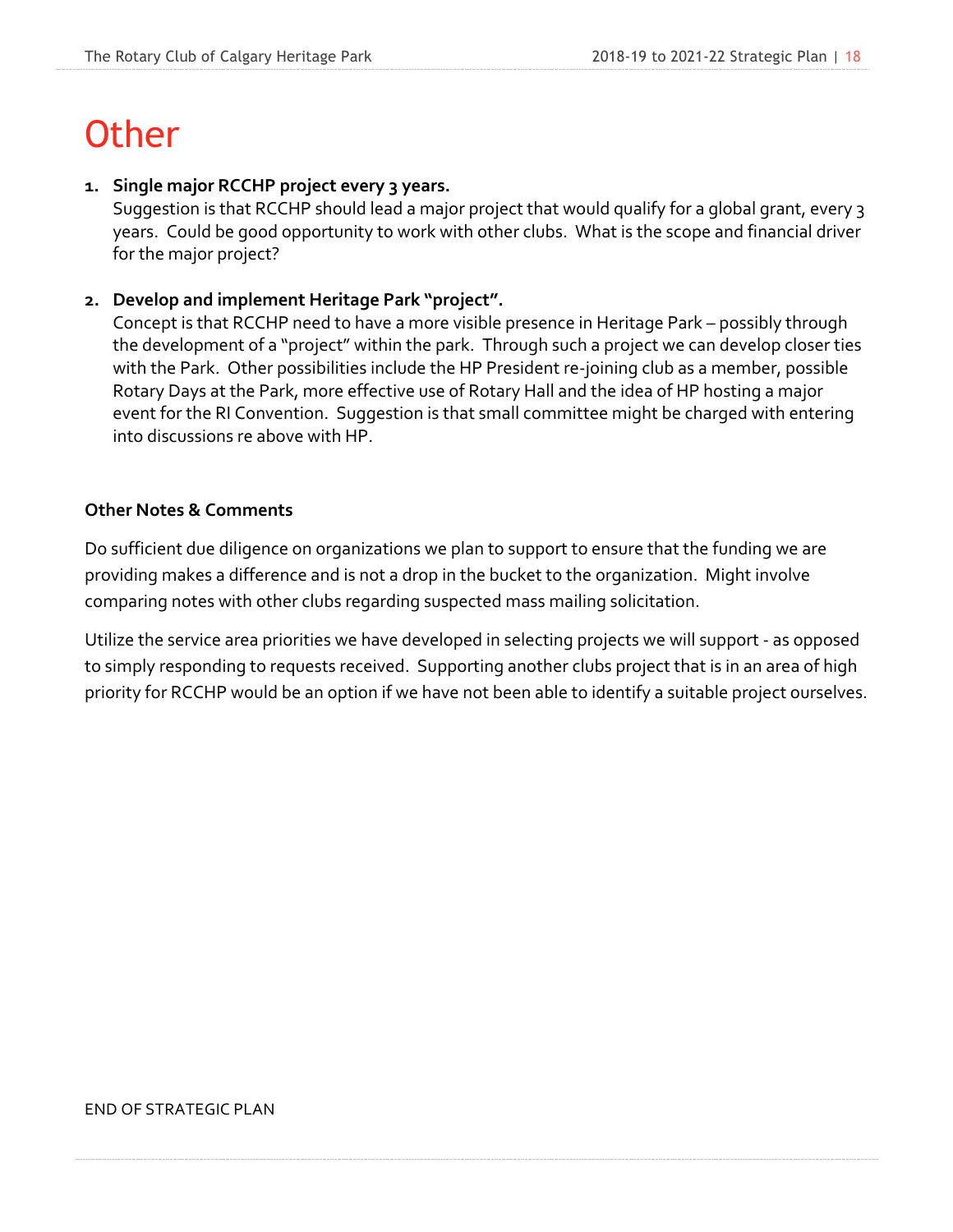# Other

1. **Single major RCCHP project every 3 years.**
   Suggestion is that RCCHP should lead a major project that would qualify for a global grant, every 3 years. Could be good opportunity to work with other clubs. What is the scope and financial driver for the major project?

2. **Develop and implement Heritage Park "project".**
   Concept is that RCCHP need to have a more visible presence in Heritage Park – possibly through the development of a "project" within the park. Through such a project we can develop closer ties with the Park. Other possibilities include the HP President re-joining club as a member, possible Rotary Days at the Park, more effective use of Rotary Hall and the idea of HP hosting a major event for the RI Convention. Suggestion is that small committee might be charged with entering into discussions re above with HP.

**Other Notes & Comments**

Do sufficient due diligence on organizations we plan to support to ensure that the funding we are providing makes a difference and is not a drop in the bucket to the organization. Might involve comparing notes with other clubs regarding suspected mass mailing solicitation.

Utilize the service area priorities we have developed in selecting projects we will support - as opposed to simply responding to requests received. Supporting another clubs project that is in an area of high priority for RCCHP would be an option if we have not been able to identify a suitable project ourselves.

END OF STRATEGIC PLAN